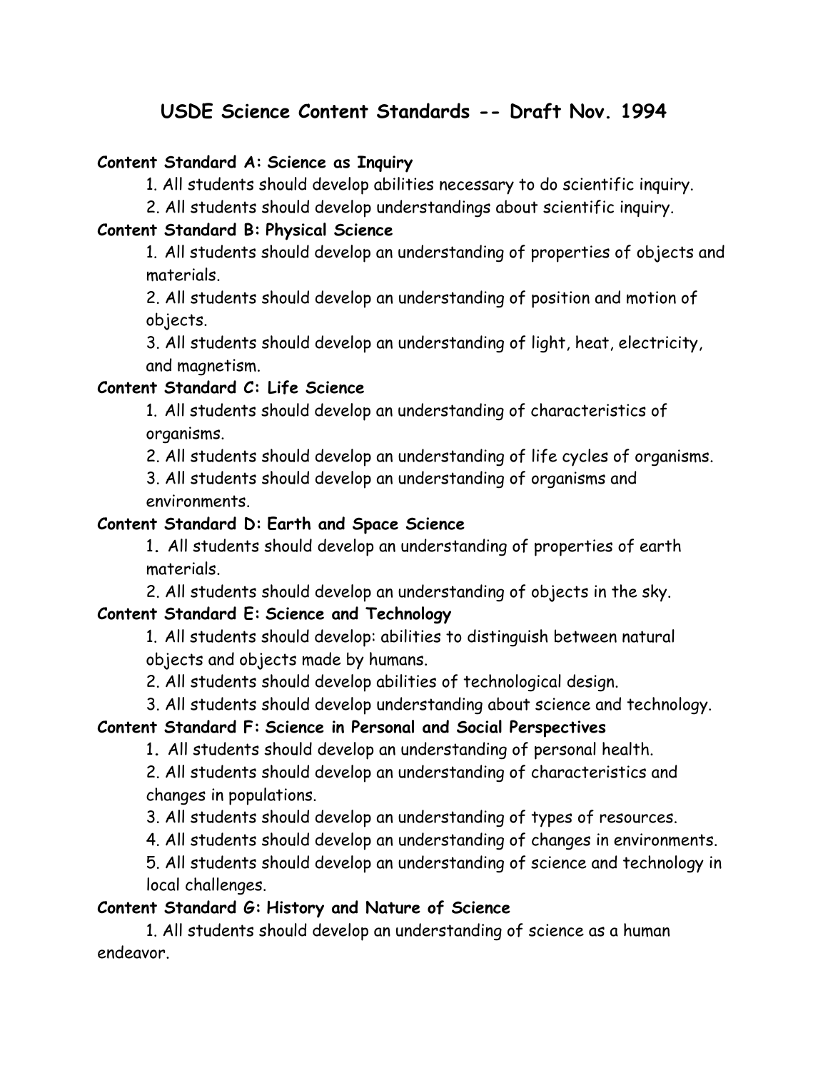# USDE Science Content Standards -- Draft Nov. 1994

**Content Standard A: Science as Inquiry**

1. All students should develop abilities necessary to do scientific inquiry.
2. All students should develop understandings about scientific inquiry.

**Content Standard B: Physical Science**

1. All students should develop an understanding of properties of objects and materials.
2. All students should develop an understanding of position and motion of objects.
3. All students should develop an understanding of light, heat, electricity, and magnetism.

**Content Standard C: Life Science**

1. All students should develop an understanding of characteristics of organisms.
2. All students should develop an understanding of life cycles of organisms.
3. All students should develop an understanding of organisms and environments.

**Content Standard D: Earth and Space Science**

1. All students should develop an understanding of properties of earth materials.
2. All students should develop an understanding of objects in the sky.

**Content Standard E: Science and Technology**

1. All students should develop: abilities to distinguish between natural objects and objects made by humans.
2. All students should develop abilities of technological design.
3. All students should develop understanding about science and technology.

**Content Standard F: Science in Personal and Social Perspectives**

1. All students should develop an understanding of personal health.
2. All students should develop an understanding of characteristics and changes in populations.
3. All students should develop an understanding of types of resources.
4. All students should develop an understanding of changes in environments.
5. All students should develop an understanding of science and technology in local challenges.

**Content Standard G: History and Nature of Science**

1. All students should develop an understanding of science as a human endeavor.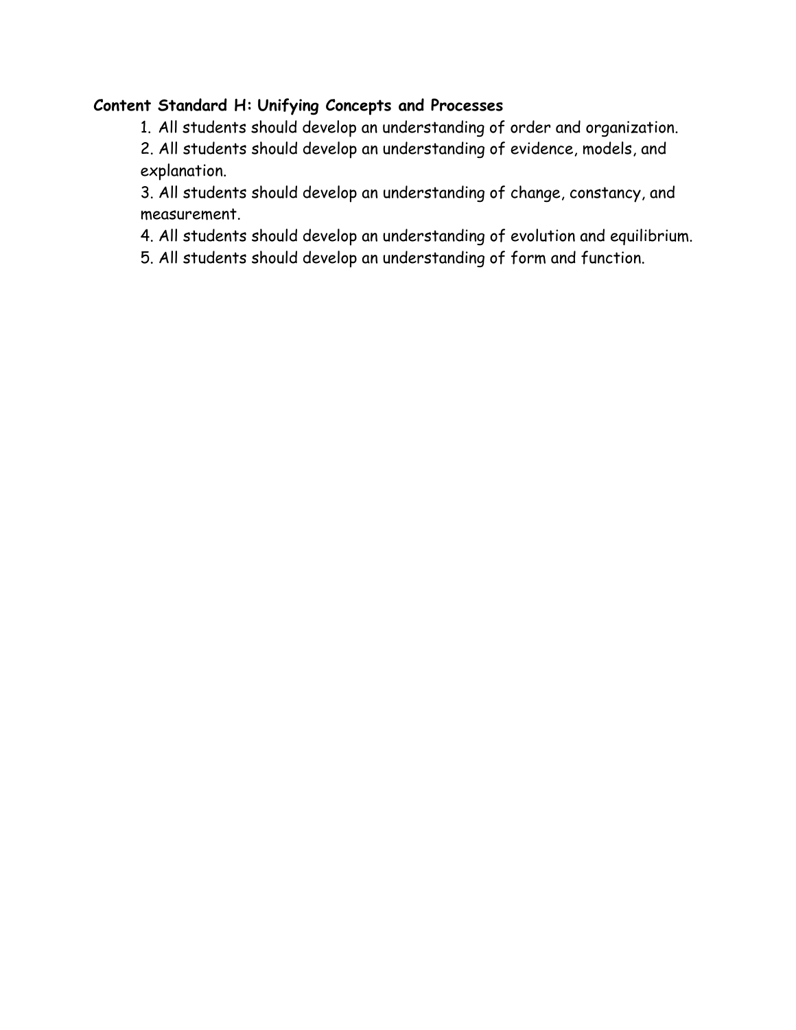**Content Standard H: Unifying Concepts and Processes**

1. All students should develop an understanding of order and organization.
2. All students should develop an understanding of evidence, models, and explanation.
3. All students should develop an understanding of change, constancy, and measurement.
4. All students should develop an understanding of evolution and equilibrium.
5. All students should develop an understanding of form and function.